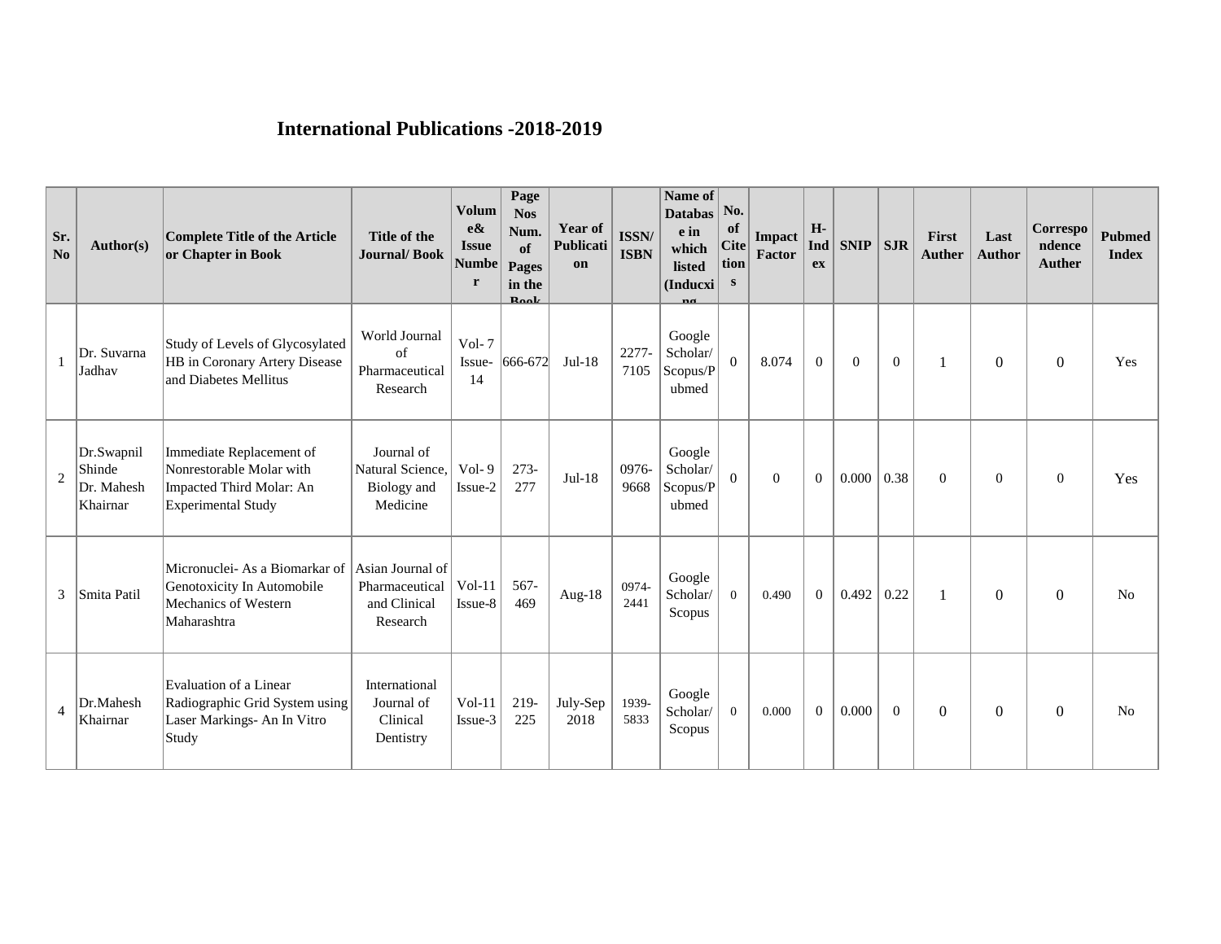# International Publications -2018-2019

| Sr. No | Author(s) | Complete Title of the Article or Chapter in Book | Title of the Journal/ Book | Volume& Issue Number | Page Nos Num. of Pages in the Book | Year of Publication | ISSN/ ISBN | Name of Database in which listed (Inducxing | No. of Citetions | Impact Factor | H-Index | SNIP | SJR | First Auther | Last Author | Correspondence Auther | Pubmed Index |
|---|---|---|---|---|---|---|---|---|---|---|---|---|---|---|---|---|---|
| 1 | Dr. Suvarna Jadhav | Study of Levels of Glycosylated HB in Coronary Artery Disease and Diabetes Mellitus | World Journal of Pharmaceutical Research | Vol- 7 Issue- 14 | 666-672 | Jul-18 | 2277-7105 | Google Scholar/ Scopus/Pubmed | 0 | 8.074 | 0 | 0 | 0 | 1 | 0 | 0 | Yes |
| 2 | Dr.Swapnil Shinde Dr. Mahesh Khairnar | Immediate Replacement of Nonrestorable Molar with Impacted Third Molar: An Experimental Study | Journal of Natural Science, Biology and Medicine | Vol- 9 Issue-2 | 273-277 | Jul-18 | 0976-9668 | Google Scholar/ Scopus/Pubmed | 0 | 0 | 0 | 0.000 | 0.38 | 0 | 0 | 0 | Yes |
| 3 | Smita Patil | Micronuclei- As a Biomarkar of Genotoxicity In Automobile Mechanics of Western Maharashtra | Asian Journal of Pharmaceutical and Clinical Research | Vol-11 Issue-8 | 567-469 | Aug-18 | 0974-2441 | Google Scholar/ Scopus | 0 | 0.490 | 0 | 0.492 | 0.22 | 1 | 0 | 0 | No |
| 4 | Dr.Mahesh Khairnar | Evaluation of a Linear Radiographic Grid System using Laser Markings- An In Vitro Study | International Journal of Clinical Dentistry | Vol-11 Issue-3 | 219-225 | July-Sep 2018 | 1939-5833 | Google Scholar/ Scopus | 0 | 0.000 | 0 | 0.000 | 0 | 0 | 0 | 0 | No |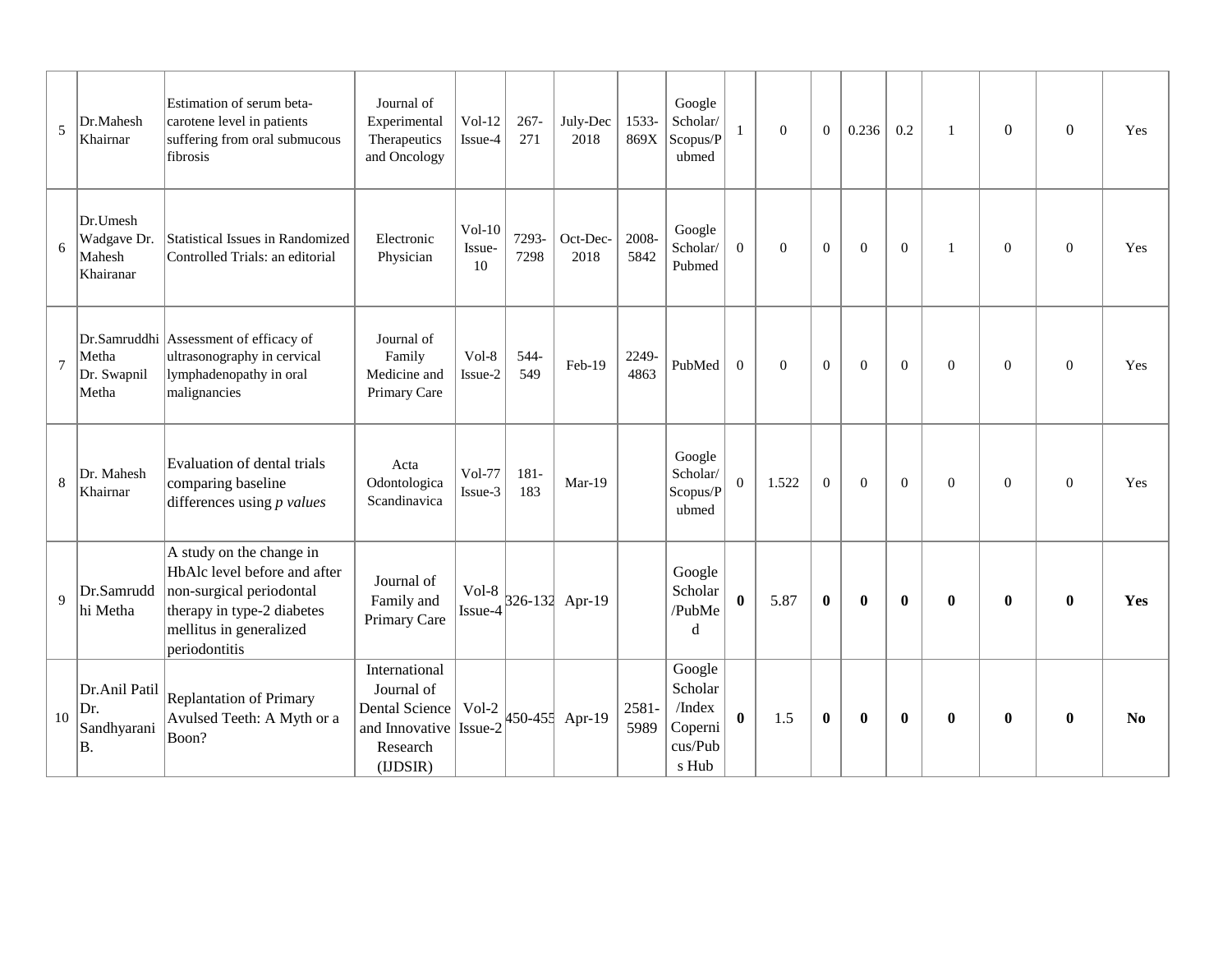| | | | | | | | | | | | | | | | | | |
|---|---|---|---|---|---|---|---|---|---|---|---|---|---|---|---|---|---|
| 5 | Dr.Mahesh Khairnar | Estimation of serum beta-carotene level in patients suffering from oral submucous fibrosis | Journal of Experimental Therapeutics and Oncology | Vol-12 Issue-4 | 267-271 | July-Dec 2018 | 1533-869X | Google Scholar/ Scopus/Pubmed | 1 | 0 | 0 | 0.236 | 0.2 | 1 | 0 | 0 | Yes |
| 6 | Dr.Umesh Wadgave Dr. Mahesh Khairanar | Statistical Issues in Randomized Controlled Trials: an editorial | Electronic Physician | Vol-10 Issue-10 | 7293-7298 | Oct-Dec-2018 | 2008-5842 | Google Scholar/ Pubmed | 0 | 0 | 0 | 0 | 0 | 1 | 0 | 0 | Yes |
| 7 | Dr.Samruddhi Metha Dr. Swapnil Metha | Assessment of efficacy of ultrasonography in cervical lymphadenopathy in oral malignancies | Journal of Family Medicine and Primary Care | Vol-8 Issue-2 | 544-549 | Feb-19 | 2249-4863 | PubMed | 0 | 0 | 0 | 0 | 0 | 0 | 0 | 0 | Yes |
| 8 | Dr. Mahesh Khairnar | Evaluation of dental trials comparing baseline differences using *p values* | Acta Odontologica Scandinavica | Vol-77 Issue-3 | 181-183 | Mar-19 | | Google Scholar/ Scopus/Pubmed | 0 | 1.522 | 0 | 0 | 0 | 0 | 0 | 0 | Yes |
| 9 | Dr.Samruddhi Metha | A study on the change in HbAlc level before and after non-surgical periodontal therapy in type-2 diabetes mellitus in generalized periodontitis | Journal of Family and Primary Care | Vol-8 Issue-4 | 326-132 | Apr-19 | | Google Scholar /PubMed | **0** | 5.87 | **0** | **0** | **0** | **0** | **0** | **0** | **Yes** |
| 10 | Dr.Anil Patil Dr. Sandhyarani B. | Replantation of Primary Avulsed Teeth: A Myth or a Boon? | International Journal of Dental Science and Innovative Research (IJDSIR) | Vol-2 Issue-2 | 450-455 | Apr-19 | 2581-5989 | Google Scholar /Index Copernicus/Pubs Hub | **0** | 1.5 | **0** | **0** | **0** | **0** | **0** | **0** | **No** |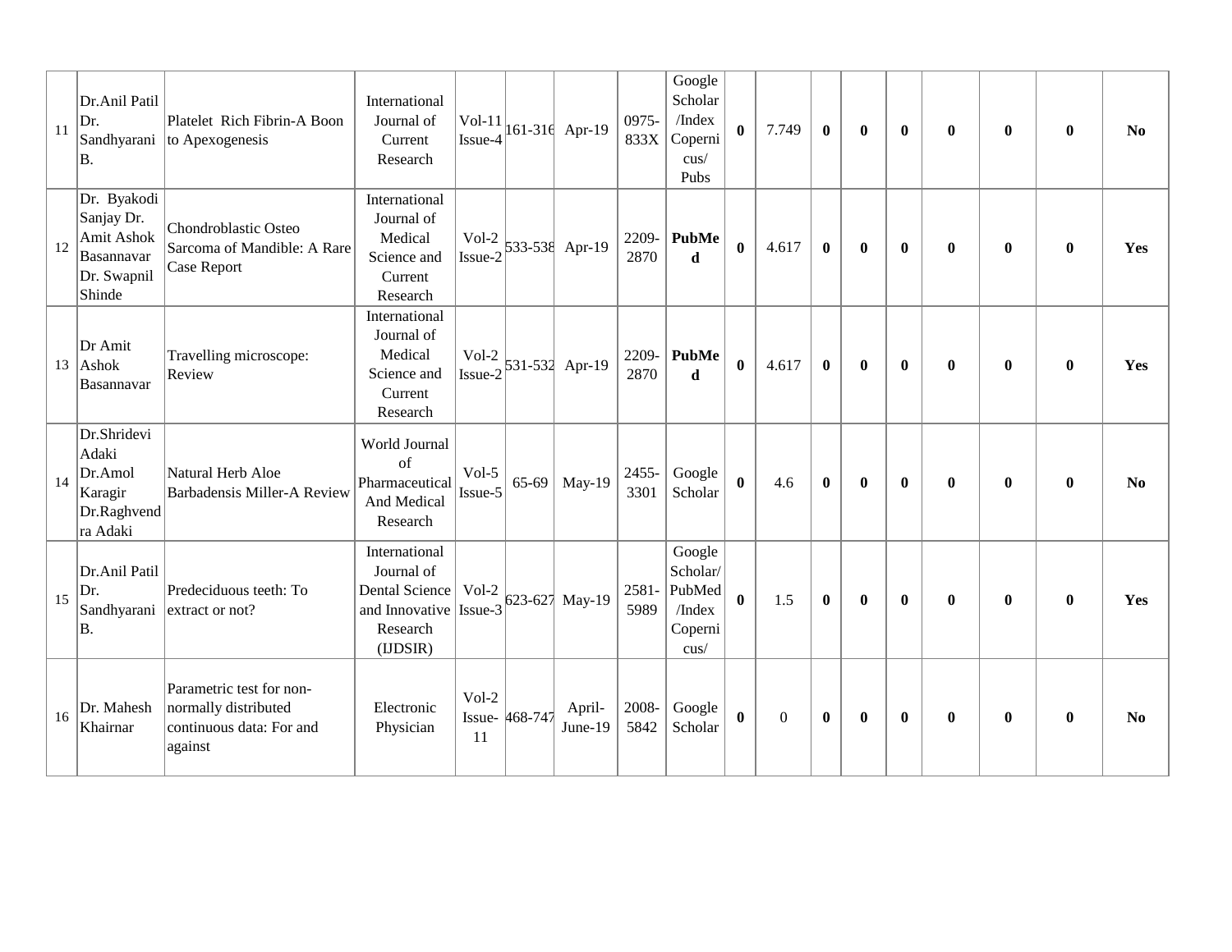| | | | | | | | | | | | | | | | | | | |
|---|---|---|---|---|---|---|---|---|---|---|---|---|---|---|---|---|---|---|
| 11 | Dr.Anil Patil Dr. Sandhyarani B. | Platelet Rich Fibrin-A Boon to Apexogenesis | International Journal of Current Research | Vol-11 Issue-4 | 161-316 | Apr-19 | 0975-833X | Google Scholar /Index Copernicus/ Pubs | **0** | 7.749 | **0** | **0** | **0** | **0** | **0** | **0** | **No** |
| 12 | Dr. Byakodi Sanjay Dr. Amit Ashok Basannavar Dr. Swapnil Shinde | Chondroblastic Osteo Sarcoma of Mandible: A Rare Case Report | International Journal of Medical Science and Current Research | Vol-2 Issue-2 | 533-538 | Apr-19 | 2209-2870 | **PubMed** | **0** | 4.617 | **0** | **0** | **0** | **0** | **0** | **0** | **Yes** |
| 13 | Dr Amit Ashok Basannavar | Travelling microscope: Review | International Journal of Medical Science and Current Research | Vol-2 Issue-2 | 531-532 | Apr-19 | 2209-2870 | **PubMed** | **0** | 4.617 | **0** | **0** | **0** | **0** | **0** | **0** | **Yes** |
| 14 | Dr.Shridevi Adaki Dr.Amol Karagir Dr.Raghvendra Adaki | Natural Herb Aloe Barbadensis Miller-A Review | World Journal of Pharmaceutical And Medical Research | Vol-5 Issue-5 | 65-69 | May-19 | 2455-3301 | Google Scholar | **0** | 4.6 | **0** | **0** | **0** | **0** | **0** | **0** | **No** |
| 15 | Dr.Anil Patil Dr. Sandhyarani B. | Predeciduous teeth: To extract or not? | International Journal of Dental Science and Innovative Research (IJDSIR) | Vol-2 Issue-3 | 623-627 | May-19 | 2581-5989 | Google Scholar/ PubMed /Index Copernicus/ | **0** | 1.5 | **0** | **0** | **0** | **0** | **0** | **0** | **Yes** |
| 16 | Dr. Mahesh Khairnar | Parametric test for non-normally distributed continuous data: For and against | Electronic Physician | Vol-2 Issue-11 | 468-747 | April-June-19 | 2008-5842 | Google Scholar | **0** | 0 | **0** | **0** | **0** | **0** | **0** | **0** | **No** |